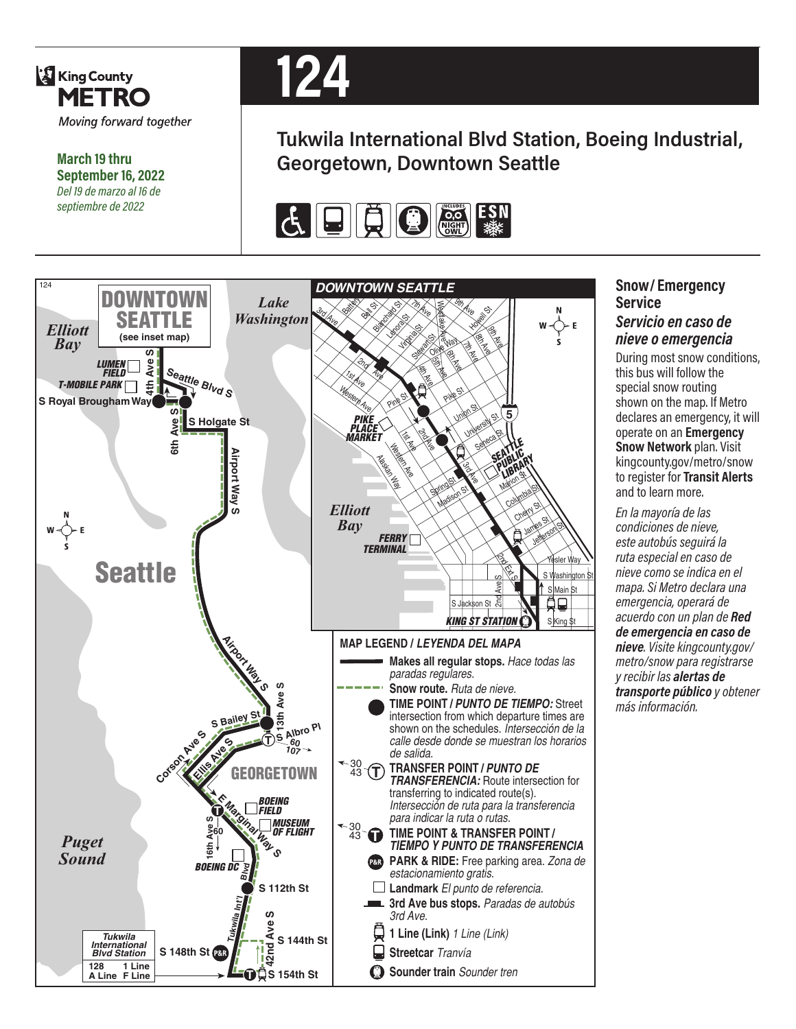King County METRO

*Moving forward together*

**March 19 thru September 16, 2022**

*Del 19 de marzo al 16 de septiembre de 2022*

# 124

## Tukwila International Blvd Station, Boeing Industrial, Georgetown, Downtown Seattle

INCLUDES NIGHT OWL · ESN

DOWNTOWN SEATTLE (see inset map)

Elliott Bay · Lake Washington · LUMEN FIELD · T-MOBILE PARK · 4th Ave S · Seattle Blvd S · S Royal Brougham Way · 6th Ave S · S Holgate St · Airport Way S · Seattle · S Bailey St · 13th Ave S · S Albro Pl · 60 · 107 · Corson Ave S · Ellis Ave S · GEORGETOWN · E Marginal Way S · BOEING FIELD · MUSEUM OF FLIGHT · 16th Ave S · 60 · Puget Sound · BOEING DC · Blvd · S 112th St · Tukwila Int'l · 42nd Ave S · S 144th St · S 148th St · S 154th St

Tukwila International Blvd Station: 128, 1 Line, A Line, F Line

*DOWNTOWN SEATTLE*

3rd Ave · Battery · Bell St · Blanchard St · Lenora St · 7th Ave · Westlake Ave · 9th Ave · Howell St · Virginia St · Stewart St · Olive Way · 6th Ave · 8th Ave · 9th Ave · 2nd Ave · 1st Ave · 4th Ave · 5th Ave · 7th Ave · Western Ave · Pine St · Pike St · Union St · 5 · PIKE PLACE MARKET · 1st Ave · 2nd Ave · University St · Seneca St · SEATTLE PUBLIC LIBRARY · Western Ave · 3rd Ave · Alaskan Way · Spring St · Madison St · Marion St · Columbia St · Cherry St · James St · Jefferson St · Elliott Bay · FERRY TERMINAL · Yesler Way · 2nd Ext S · S Washington St · 2nd Ave S · S Main St · S Jackson St · KING ST STATION · S King St

**MAP LEGEND /** ***LEYENDA DEL MAPA***

- **Makes all regular stops.** *Hace todas las paradas regulares.*
- **Snow route.** *Ruta de nieve.*
- **TIME POINT /** ***PUNTO DE TIEMPO:*** Street intersection from which departure times are shown on the schedules. *Intersección de la calle desde donde se muestran los horarios de salida.*
- **TRANSFER POINT /** ***PUNTO DE TRANSFERENCIA:*** Route intersection for transferring to indicated route(s). *Intersección de ruta para la transferencia para indicar la ruta o rutas.*
- **TIME POINT & TRANSFER POINT /** ***TIEMPO Y PUNTO DE TRANSFERENCIA***
- **PARK & RIDE:** Free parking area. *Zona de estacionamiento gratis.*
- **Landmark** *El punto de referencia.*
- **3rd Ave bus stops.** *Paradas de autobús 3rd Ave.*
- **1 Line (Link)** *1 Line (Link)*
- **Streetcar** *Tranvía*
- **Sounder train** *Sounder tren*

### Snow / Emergency Service

### *Servicio en caso de nieve o emergencia*

During most snow conditions, this bus will follow the special snow routing shown on the map. If Metro declares an emergency, it will operate on an **Emergency Snow Network** plan. Visit kingcounty.gov/metro/snow to register for **Transit Alerts** and to learn more.

*En la mayoría de las condiciones de nieve, este autobús seguirá la ruta especial en caso de nieve como se indica en el mapa. Si Metro declara una emergencia, operará de acuerdo con un plan de* ***Red de emergencia en caso de nieve****. Visite kingcounty.gov/metro/snow para registrarse y recibir las* ***alertas de transporte público*** *y obtener más información.*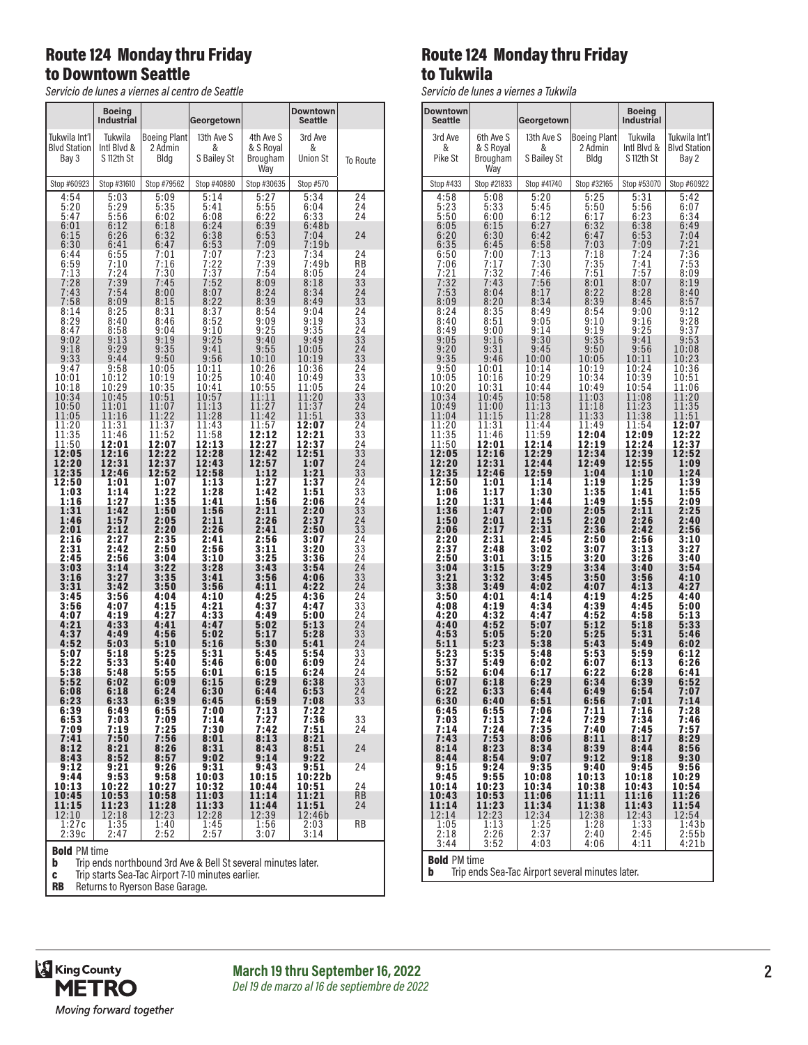## Route 124 Monday thru Friday to Downtown Seattle

*Servicio de lunes a viernes al centro de Seattle*

| | Boeing Industrial | | Georgetown | | Downtown Seattle | |
|---|---|---|---|---|---|---|
| Tukwila Int'l Blvd Station Bay 3 | Tukwila Intl Blvd & S 112th St | Boeing Plant 2 Admin Bldg | 13th Ave S & S Bailey St | 4th Ave S & S Royal Brougham Way | 3rd Ave & Union St | To Route |
| Stop #60923 | Stop #31610 | Stop #79562 | Stop #40880 | Stop #30635 | Stop #570 | |
| 4:54 | 5:03 | 5:09 | 5:14 | 5:27 | 5:34 | 24 |
| 5:20 | 5:29 | 5:35 | 5:41 | 5:55 | 6:04 | 24 |
| 5:47 | 5:56 | 6:02 | 6:08 | 6:22 | 6:33 | 24 |
| 6:01 | 6:12 | 6:18 | 6:24 | 6:39 | 6:48b | |
| 6:15 | 6:26 | 6:32 | 6:38 | 6:53 | 7:04 | 24 |
| 6:30 | 6:41 | 6:47 | 6:53 | 7:09 | 7:19b | |
| 6:44 | 6:55 | 7:01 | 7:07 | 7:23 | 7:34 | 24 |
| 6:59 | 7:10 | 7:16 | 7:22 | 7:39 | 7:49b | RB |
| 7:13 | 7:24 | 7:30 | 7:37 | 7:54 | 8:05 | 24 |
| 7:28 | 7:39 | 7:45 | 7:52 | 8:09 | 8:18 | 33 |
| 7:43 | 7:54 | 8:00 | 8:07 | 8:24 | 8:34 | 24 |
| 7:58 | 8:09 | 8:15 | 8:22 | 8:39 | 8:49 | 33 |
| 8:14 | 8:25 | 8:31 | 8:37 | 8:54 | 9:04 | 24 |
| 8:29 | 8:40 | 8:46 | 8:52 | 9:09 | 9:19 | 33 |
| 8:47 | 8:58 | 9:04 | 9:10 | 9:25 | 9:35 | 24 |
| 9:02 | 9:13 | 9:19 | 9:25 | 9:40 | 9:49 | 33 |
| 9:18 | 9:29 | 9:35 | 9:41 | 9:55 | 10:05 | 24 |
| 9:33 | 9:44 | 9:50 | 9:56 | 10:10 | 10:19 | 33 |
| 9:47 | 9:58 | 10:05 | 10:11 | 10:26 | 10:36 | 24 |
| 10:01 | 10:12 | 10:19 | 10:25 | 10:40 | 10:49 | 33 |
| 10:18 | 10:29 | 10:35 | 10:41 | 10:55 | 11:05 | 24 |
| 10:34 | 10:45 | 10:51 | 10:57 | 11:11 | 11:20 | 33 |
| 10:50 | 11:01 | 11:07 | 11:13 | 11:27 | 11:37 | 24 |
| 11:05 | 11:16 | 11:22 | 11:28 | 11:42 | 11:51 | 33 |
| 11:20 | 11:31 | 11:37 | 11:43 | 11:57 | **12:07** | 24 |
| 11:35 | 11:46 | 11:52 | 11:58 | **12:12** | **12:21** | 33 |
| 11:50 | **12:01** | **12:07** | **12:13** | **12:27** | **12:37** | 24 |
| **12:05** | **12:16** | **12:22** | **12:28** | **12:42** | **12:51** | 33 |
| **12:20** | **12:31** | **12:37** | **12:43** | **12:57** | **1:07** | 24 |
| **12:35** | **12:46** | **12:52** | **12:58** | **1:12** | **1:21** | 33 |
| **12:50** | **1:01** | **1:07** | **1:13** | **1:27** | **1:37** | 24 |
| **1:03** | **1:14** | **1:22** | **1:28** | **1:42** | **1:51** | 33 |
| **1:16** | **1:27** | **1:35** | **1:41** | **1:56** | **2:06** | 24 |
| **1:31** | **1:42** | **1:50** | **1:56** | **2:11** | **2:20** | 33 |
| **1:46** | **1:57** | **2:05** | **2:11** | **2:26** | **2:37** | 24 |
| **2:01** | **2:12** | **2:20** | **2:26** | **2:41** | **2:50** | 33 |
| **2:16** | **2:27** | **2:35** | **2:41** | **2:56** | **3:07** | 24 |
| **2:31** | **2:42** | **2:50** | **2:56** | **3:11** | **3:20** | 33 |
| **2:45** | **2:56** | **3:04** | **3:10** | **3:25** | **3:36** | 24 |
| **3:03** | **3:14** | **3:22** | **3:28** | **3:43** | **3:54** | 24 |
| **3:16** | **3:27** | **3:35** | **3:41** | **3:56** | **4:06** | 33 |
| **3:31** | **3:42** | **3:50** | **3:56** | **4:11** | **4:22** | 24 |
| **3:45** | **3:56** | **4:04** | **4:10** | **4:25** | **4:36** | 24 |
| **3:56** | **4:07** | **4:15** | **4:21** | **4:37** | **4:47** | 33 |
| **4:07** | **4:19** | **4:27** | **4:33** | **4:49** | **5:00** | 24 |
| **4:21** | **4:33** | **4:41** | **4:47** | **5:02** | **5:13** | 24 |
| **4:37** | **4:49** | **4:56** | **5:02** | **5:17** | **5:28** | 33 |
| **4:52** | **5:03** | **5:10** | **5:16** | **5:30** | **5:41** | 24 |
| **5:07** | **5:18** | **5:25** | **5:31** | **5:45** | **5:54** | 33 |
| **5:22** | **5:33** | **5:40** | **5:46** | **6:00** | **6:09** | 24 |
| **5:38** | **5:48** | **5:55** | **6:01** | **6:15** | **6:24** | 24 |
| **5:52** | **6:02** | **6:09** | **6:15** | **6:29** | **6:38** | 33 |
| **6:08** | **6:18** | **6:24** | **6:30** | **6:44** | **6:53** | 24 |
| **6:23** | **6:33** | **6:39** | **6:45** | **6:59** | **7:08** | 33 |
| **6:39** | **6:49** | **6:55** | **7:00** | **7:13** | **7:22** | |
| **6:53** | **7:03** | **7:09** | **7:14** | **7:27** | **7:36** | 33 |
| **7:09** | **7:19** | **7:25** | **7:30** | **7:42** | **7:51** | 24 |
| **7:41** | **7:50** | **7:56** | **8:01** | **8:13** | **8:21** | |
| **8:12** | **8:21** | **8:26** | **8:31** | **8:43** | **8:51** | 24 |
| **8:43** | **8:52** | **8:57** | **9:02** | **9:14** | **9:22** | |
| **9:12** | **9:21** | **9:26** | **9:31** | **9:43** | **9:51** | 24 |
| **9:44** | **9:53** | **9:58** | **10:03** | **10:15** | **10:22b** | |
| **10:13** | **10:22** | **10:27** | **10:32** | **10:44** | **10:51** | 24 |
| **10:45** | **10:53** | **10:58** | **11:03** | **11:14** | **11:21** | RB |
| **11:15** | **11:23** | **11:28** | **11:33** | **11:44** | **11:51** | 24 |
| 12:10 | 12:18 | 12:23 | 12:28 | 12:39 | 12:46b | |
| 1:27c | 1:35 | 1:40 | 1:45 | 1:56 | 2:03 | RB |
| 2:39c | 2:47 | 2:52 | 2:57 | 3:07 | 3:14 | |

**Bold** PM time
**b** Trip ends northbound 3rd Ave & Bell St several minutes later.
**c** Trip starts Sea-Tac Airport 7-10 minutes earlier.
**RB** Returns to Ryerson Base Garage.

## Route 124 Monday thru Friday to Tukwila

*Servicio de lunes a viernes a Tukwila*

| Downtown Seattle | | Georgetown | | Boeing Industrial | |
|---|---|---|---|---|---|
| 3rd Ave & Pike St | 6th Ave S & S Royal Brougham Way | 13th Ave S & S Bailey St | Boeing Plant 2 Admin Bldg | Tukwila Intl Blvd & S 112th St | Tukwila Int'l Blvd Station Bay 2 |
| Stop #433 | Stop #21833 | Stop #41740 | Stop #32165 | Stop #53070 | Stop #60922 |
| 4:58 | 5:08 | 5:20 | 5:25 | 5:31 | 5:42 |
| 5:23 | 5:33 | 5:45 | 5:50 | 5:56 | 6:07 |
| 5:50 | 6:00 | 6:12 | 6:17 | 6:23 | 6:34 |
| 6:05 | 6:15 | 6:27 | 6:32 | 6:38 | 6:49 |
| 6:20 | 6:30 | 6:42 | 6:47 | 6:53 | 7:04 |
| 6:35 | 6:45 | 6:58 | 7:03 | 7:09 | 7:21 |
| 6:50 | 7:00 | 7:13 | 7:18 | 7:24 | 7:36 |
| 7:06 | 7:17 | 7:30 | 7:35 | 7:41 | 7:53 |
| 7:21 | 7:32 | 7:46 | 7:51 | 7:57 | 8:09 |
| 7:32 | 7:43 | 7:56 | 8:01 | 8:07 | 8:19 |
| 7:53 | 8:04 | 8:17 | 8:22 | 8:28 | 8:40 |
| 8:09 | 8:20 | 8:34 | 8:39 | 8:45 | 8:57 |
| 8:24 | 8:35 | 8:49 | 8:54 | 9:00 | 9:12 |
| 8:40 | 8:51 | 9:05 | 9:10 | 9:16 | 9:28 |
| 8:49 | 9:00 | 9:14 | 9:19 | 9:25 | 9:37 |
| 9:05 | 9:16 | 9:30 | 9:35 | 9:41 | 9:53 |
| 9:20 | 9:31 | 9:45 | 9:50 | 9:56 | 10:08 |
| 9:35 | 9:46 | 10:00 | 10:05 | 10:11 | 10:23 |
| 9:50 | 10:01 | 10:14 | 10:19 | 10:24 | 10:36 |
| 10:05 | 10:16 | 10:29 | 10:34 | 10:39 | 10:51 |
| 10:20 | 10:31 | 10:44 | 10:49 | 10:54 | 11:06 |
| 10:34 | 10:45 | 10:58 | 11:03 | 11:08 | 11:20 |
| 10:49 | 11:00 | 11:13 | 11:18 | 11:23 | 11:35 |
| 11:04 | 11:15 | 11:28 | 11:33 | 11:38 | 11:51 |
| 11:20 | 11:31 | 11:44 | 11:49 | 11:54 | **12:07** |
| 11:35 | 11:46 | 11:59 | **12:04** | **12:09** | **12:22** |
| 11:50 | **12:01** | **12:14** | **12:19** | **12:24** | **12:37** |
| **12:05** | **12:16** | **12:29** | **12:34** | **12:39** | **12:52** |
| **12:20** | **12:31** | **12:44** | **12:49** | **12:55** | **1:09** |
| **12:35** | **12:46** | **12:59** | **1:04** | **1:10** | **1:24** |
| **12:50** | **1:01** | **1:14** | **1:19** | **1:25** | **1:39** |
| **1:06** | **1:17** | **1:30** | **1:35** | **1:41** | **1:55** |
| **1:20** | **1:31** | **1:44** | **1:49** | **1:55** | **2:09** |
| **1:36** | **1:47** | **2:00** | **2:05** | **2:11** | **2:25** |
| **1:50** | **2:01** | **2:15** | **2:20** | **2:26** | **2:40** |
| **2:06** | **2:17** | **2:31** | **2:36** | **2:42** | **2:56** |
| **2:20** | **2:31** | **2:45** | **2:50** | **2:56** | **3:10** |
| **2:37** | **2:48** | **3:02** | **3:07** | **3:13** | **3:27** |
| **2:50** | **3:01** | **3:15** | **3:20** | **3:26** | **3:40** |
| **3:04** | **3:15** | **3:29** | **3:34** | **3:40** | **3:54** |
| **3:21** | **3:32** | **3:45** | **3:50** | **3:56** | **4:10** |
| **3:38** | **3:49** | **4:02** | **4:07** | **4:13** | **4:27** |
| **3:50** | **4:01** | **4:14** | **4:19** | **4:25** | **4:40** |
| **4:08** | **4:19** | **4:34** | **4:39** | **4:45** | **5:00** |
| **4:20** | **4:32** | **4:47** | **4:52** | **4:58** | **5:13** |
| **4:40** | **4:52** | **5:07** | **5:12** | **5:18** | **5:33** |
| **4:53** | **5:05** | **5:20** | **5:25** | **5:31** | **5:46** |
| **5:11** | **5:23** | **5:38** | **5:43** | **5:49** | **6:02** |
| **5:23** | **5:35** | **5:48** | **5:53** | **5:59** | **6:12** |
| **5:37** | **5:49** | **6:02** | **6:07** | **6:13** | **6:26** |
| **5:52** | **6:04** | **6:17** | **6:22** | **6:28** | **6:41** |
| **6:07** | **6:18** | **6:29** | **6:34** | **6:39** | **6:52** |
| **6:22** | **6:33** | **6:44** | **6:49** | **6:54** | **7:07** |
| **6:30** | **6:40** | **6:51** | **6:56** | **7:01** | **7:14** |
| **6:45** | **6:55** | **7:06** | **7:11** | **7:16** | **7:28** |
| **7:03** | **7:13** | **7:24** | **7:29** | **7:34** | **7:46** |
| **7:14** | **7:24** | **7:35** | **7:40** | **7:45** | **7:57** |
| **7:43** | **7:53** | **8:06** | **8:11** | **8:17** | **8:29** |
| **8:14** | **8:23** | **8:34** | **8:39** | **8:44** | **8:56** |
| **8:44** | **8:54** | **9:07** | **9:12** | **9:18** | **9:30** |
| **9:15** | **9:24** | **9:35** | **9:40** | **9:45** | **9:56** |
| **9:45** | **9:55** | **10:08** | **10:13** | **10:18** | **10:29** |
| **10:14** | **10:23** | **10:34** | **10:38** | **10:43** | **10:54** |
| **10:43** | **10:53** | **11:06** | **11:11** | **11:16** | **11:26** |
| **11:14** | **11:23** | **11:34** | **11:38** | **11:43** | **11:54** |
| 12:14 | 12:23 | 12:34 | 12:38 | 12:43 | 12:54 |
| 1:05 | 1:13 | 1:25 | 1:28 | 1:33 | 1:43b |
| 2:18 | 2:26 | 2:37 | 2:40 | 2:45 | 2:55b |
| 3:44 | 3:52 | 4:03 | 4:06 | 4:11 | 4:21b |

**Bold** PM time
**b** Trip ends Sea-Tac Airport several minutes later.

King County METRO — Moving forward together

**March 19 thru September 16, 2022**
*Del 19 de marzo al 16 de septiembre de 2022*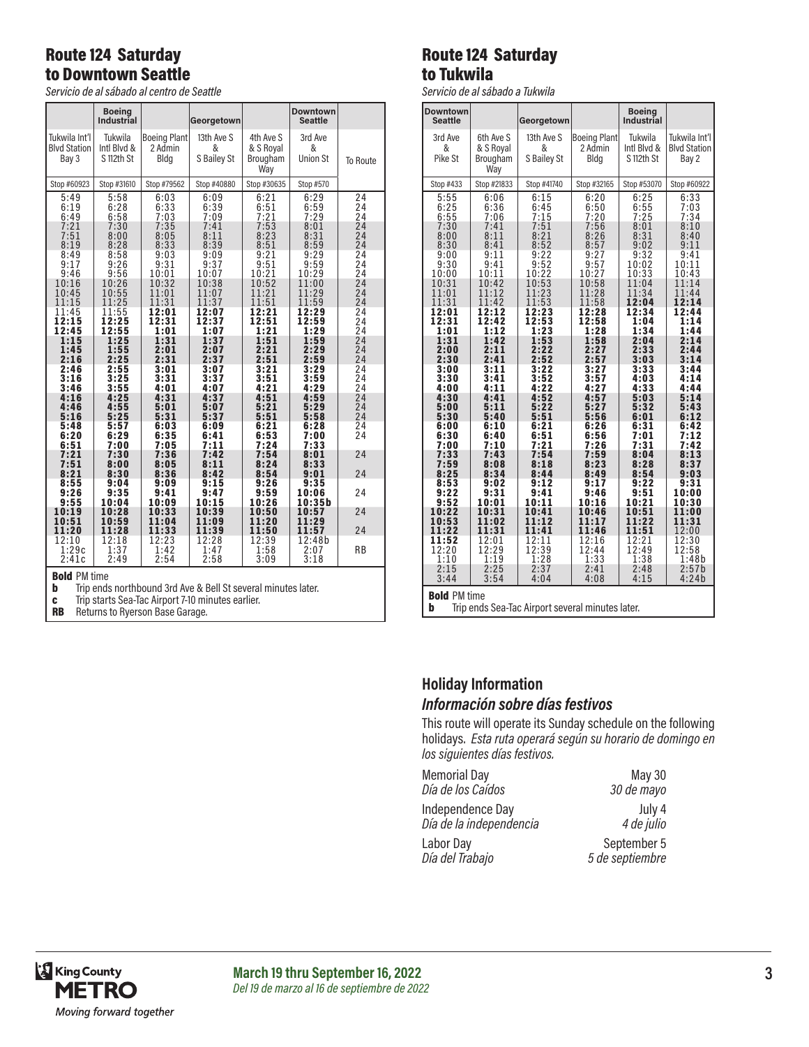## Route 124 Saturday to Downtown Seattle

*Servicio de al sábado al centro de Seattle*

| | Boeing Industrial | | Georgetown | | Downtown Seattle | |
|---|---|---|---|---|---|---|
| Tukwila Int'l Blvd Station Bay 3 | Tukwila Intl Blvd & S 112th St | Boeing Plant 2 Admin Bldg | 13th Ave S & S Bailey St | 4th Ave S & S Royal Brougham Way | 3rd Ave & Union St | To Route |
| Stop #60923 | Stop #31610 | Stop #79562 | Stop #40880 | Stop #30635 | Stop #570 | |
| 5:49 | 5:58 | 6:03 | 6:09 | 6:21 | 6:29 | 24 |
| 6:19 | 6:28 | 6:33 | 6:39 | 6:51 | 6:59 | 24 |
| 6:49 | 6:58 | 7:03 | 7:09 | 7:21 | 7:29 | 24 |
| 7:21 | 7:30 | 7:35 | 7:41 | 7:53 | 8:01 | 24 |
| 7:51 | 8:00 | 8:05 | 8:11 | 8:23 | 8:31 | 24 |
| 8:19 | 8:28 | 8:33 | 8:39 | 8:51 | 8:59 | 24 |
| 8:49 | 8:58 | 9:03 | 9:09 | 9:21 | 9:29 | 24 |
| 9:17 | 9:26 | 9:31 | 9:37 | 9:51 | 9:59 | 24 |
| 9:46 | 9:56 | 10:01 | 10:07 | 10:21 | 10:29 | 24 |
| 10:16 | 10:26 | 10:32 | 10:38 | 10:52 | 11:00 | 24 |
| 10:45 | 10:55 | 11:01 | 11:07 | 11:21 | 11:29 | 24 |
| 11:15 | 11:25 | 11:31 | 11:37 | 11:51 | 11:59 | 24 |
| 11:45 | 11:55 | **12:01** | **12:07** | **12:21** | **12:29** | 24 |
| **12:15** | **12:25** | **12:31** | **12:37** | **12:51** | **12:59** | 24 |
| **12:45** | **12:55** | **1:01** | **1:07** | **1:21** | **1:29** | 24 |
| **1:15** | **1:25** | **1:31** | **1:37** | **1:51** | **1:59** | 24 |
| **1:45** | **1:55** | **2:01** | **2:07** | **2:21** | **2:29** | 24 |
| **2:16** | **2:25** | **2:31** | **2:37** | **2:51** | **2:59** | 24 |
| **2:46** | **2:55** | **3:01** | **3:07** | **3:21** | **3:29** | 24 |
| **3:16** | **3:25** | **3:31** | **3:37** | **3:51** | **3:59** | 24 |
| **3:46** | **3:55** | **4:01** | **4:07** | **4:21** | **4:29** | 24 |
| **4:16** | **4:25** | **4:31** | **4:37** | **4:51** | **4:59** | 24 |
| **4:46** | **4:55** | **5:01** | **5:07** | **5:21** | **5:29** | 24 |
| **5:16** | **5:25** | **5:31** | **5:37** | **5:51** | **5:58** | 24 |
| **5:48** | **5:57** | **6:03** | **6:09** | **6:21** | **6:28** | 24 |
| **6:20** | **6:29** | **6:35** | **6:41** | **6:53** | **7:00** | 24 |
| **6:51** | **7:00** | **7:05** | **7:11** | **7:24** | **7:33** | |
| **7:21** | **7:30** | **7:36** | **7:42** | **7:54** | **8:01** | 24 |
| **7:51** | **8:00** | **8:05** | **8:11** | **8:24** | **8:33** | |
| **8:21** | **8:30** | **8:36** | **8:42** | **8:54** | **9:01** | 24 |
| **8:55** | **9:04** | **9:09** | **9:15** | **9:26** | **9:35** | |
| **9:26** | **9:35** | **9:41** | **9:47** | **9:59** | **10:06** | 24 |
| **9:55** | **10:04** | **10:09** | **10:15** | **10:26** | **10:35b** | |
| **10:19** | **10:28** | **10:33** | **10:39** | **10:50** | **10:57** | 24 |
| **10:51** | **10:59** | **11:04** | **11:09** | **11:20** | **11:29** | |
| **11:20** | **11:28** | **11:33** | **11:39** | **11:50** | **11:57** | 24 |
| 12:10 | 12:18 | 12:23 | 12:28 | 12:39 | 12:48b | |
| 1:29c | 1:37 | 1:42 | 1:47 | 1:58 | 2:07 | RB |
| 2:41c | 2:49 | 2:54 | 2:58 | 3:09 | 3:18 | |

**Bold** PM time
**b** Trip ends northbound 3rd Ave & Bell St several minutes later.
**c** Trip starts Sea-Tac Airport 7-10 minutes earlier.
**RB** Returns to Ryerson Base Garage.

## Route 124 Saturday to Tukwila

*Servicio de al sábado a Tukwila*

| Downtown Seattle | | Georgetown | | Boeing Industrial | |
|---|---|---|---|---|---|
| 3rd Ave & Pike St | 6th Ave S & S Royal Brougham Way | 13th Ave S & S Bailey St | Boeing Plant 2 Admin Bldg | Tukwila Intl Blvd & S 112th St | Tukwila Int'l Blvd Station Bay 2 |
| Stop #433 | Stop #21833 | Stop #41740 | Stop #32165 | Stop #53070 | Stop #60922 |
| 5:55 | 6:06 | 6:15 | 6:20 | 6:25 | 6:33 |
| 6:25 | 6:36 | 6:45 | 6:50 | 6:55 | 7:03 |
| 6:55 | 7:06 | 7:15 | 7:20 | 7:25 | 7:34 |
| 7:30 | 7:41 | 7:51 | 7:56 | 8:01 | 8:10 |
| 8:00 | 8:11 | 8:21 | 8:26 | 8:31 | 8:40 |
| 8:30 | 8:41 | 8:52 | 8:57 | 9:02 | 9:11 |
| 9:00 | 9:11 | 9:22 | 9:27 | 9:32 | 9:41 |
| 9:30 | 9:41 | 9:52 | 9:57 | 10:02 | 10:11 |
| 10:00 | 10:11 | 10:22 | 10:27 | 10:33 | 10:43 |
| 10:31 | 10:42 | 10:53 | 10:58 | 11:04 | 11:14 |
| 11:01 | 11:12 | 11:23 | 11:28 | 11:34 | 11:44 |
| 11:31 | 11:42 | 11:53 | 11:58 | **12:04** | **12:14** |
| **12:01** | **12:12** | **12:23** | **12:28** | **12:34** | **12:44** |
| **12:31** | **12:42** | **12:53** | **12:58** | **1:04** | **1:14** |
| **1:01** | **1:12** | **1:23** | **1:28** | **1:34** | **1:44** |
| **1:31** | **1:42** | **1:53** | **1:58** | **2:04** | **2:14** |
| **2:00** | **2:11** | **2:22** | **2:27** | **2:33** | **2:44** |
| **2:30** | **2:41** | **2:52** | **2:57** | **3:03** | **3:14** |
| **3:00** | **3:11** | **3:22** | **3:27** | **3:33** | **3:44** |
| **3:30** | **3:41** | **3:52** | **3:57** | **4:03** | **4:14** |
| **4:00** | **4:11** | **4:22** | **4:27** | **4:33** | **4:44** |
| **4:30** | **4:41** | **4:52** | **4:57** | **5:03** | **5:14** |
| **5:00** | **5:11** | **5:22** | **5:27** | **5:32** | **5:43** |
| **5:30** | **5:40** | **5:51** | **5:56** | **6:01** | **6:12** |
| **6:00** | **6:10** | **6:21** | **6:26** | **6:31** | **6:42** |
| **6:30** | **6:40** | **6:51** | **6:56** | **7:01** | **7:12** |
| **7:00** | **7:10** | **7:21** | **7:26** | **7:31** | **7:42** |
| **7:33** | **7:43** | **7:54** | **7:59** | **8:04** | **8:13** |
| **7:59** | **8:08** | **8:18** | **8:23** | **8:28** | **8:37** |
| **8:25** | **8:34** | **8:44** | **8:49** | **8:54** | **9:03** |
| **8:53** | **9:02** | **9:12** | **9:17** | **9:22** | **9:31** |
| **9:22** | **9:31** | **9:41** | **9:46** | **9:51** | **10:00** |
| **9:52** | **10:01** | **10:11** | **10:16** | **10:21** | **10:30** |
| **10:22** | **10:31** | **10:41** | **10:46** | **10:51** | **11:00** |
| **10:53** | **11:02** | **11:12** | **11:17** | **11:22** | **11:31** |
| **11:22** | **11:31** | **11:41** | **11:46** | **11:51** | 12:00 |
| **11:52** | 12:01 | 12:11 | 12:16 | 12:21 | 12:30 |
| 12:20 | 12:29 | 12:39 | 12:44 | 12:49 | 12:58 |
| 1:10 | 1:19 | 1:28 | 1:33 | 1:38 | 1:48b |
| 2:15 | 2:25 | 2:37 | 2:41 | 2:48 | 2:57b |
| 3:44 | 3:54 | 4:04 | 4:08 | 4:15 | 4:24b |

**Bold** PM time
**b** Trip ends Sea-Tac Airport several minutes later.

### Holiday Information
### *Información sobre días festivos*

This route will operate its Sunday schedule on the following holidays. *Esta ruta operará según su horario de domingo en los siguientes días festivos.*

| | |
|---|---|
| Memorial Day *Día de los Caídos* | May 30 *30 de mayo* |
| Independence Day *Día de la independencia* | July 4 *4 de julio* |
| Labor Day *Día del Trabajo* | September 5 *5 de septiembre* |

**March 19 thru September 16, 2022**
*Del 19 de marzo al 16 de septiembre de 2022*

King County METRO
*Moving forward together*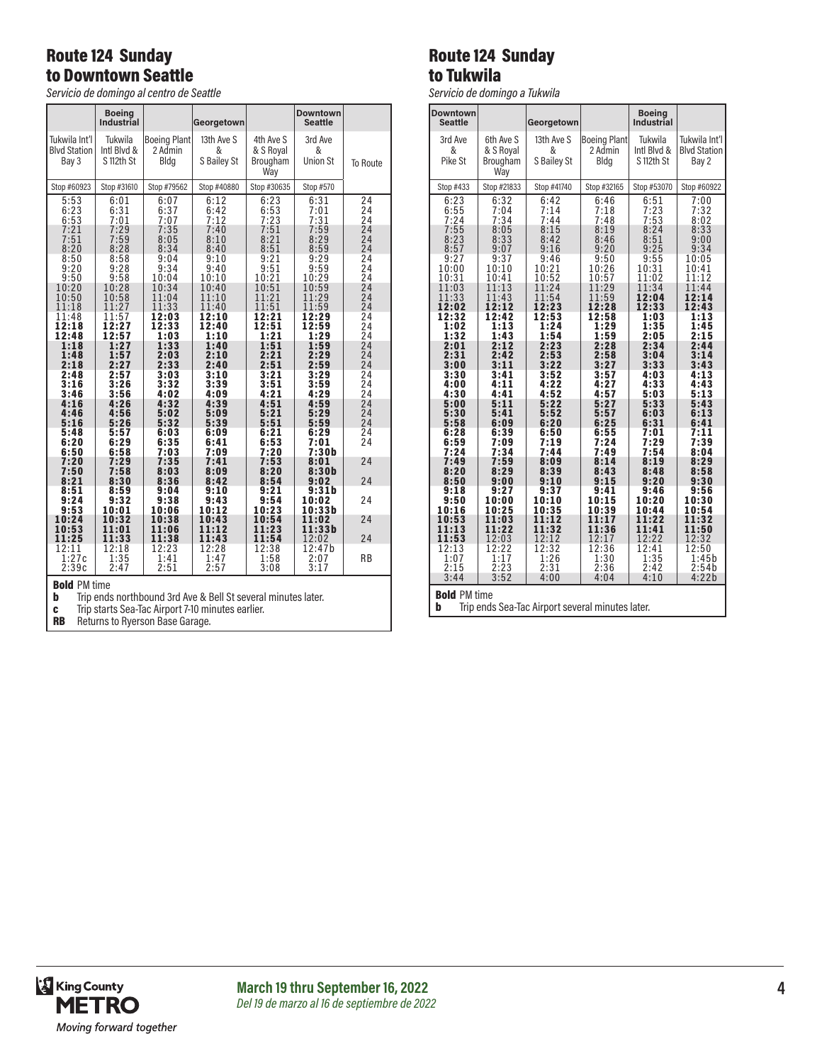## Route 124 Sunday to Downtown Seattle

*Servicio de domingo al centro de Seattle*

| | Boeing Industrial | | Georgetown | | Downtown Seattle | |
|---|---|---|---|---|---|---|
| Tukwila Int'l Blvd Station Bay 3 | Tukwila Intl Blvd & S 112th St | Boeing Plant 2 Admin Bldg | 13th Ave S & S Bailey St | 4th Ave S & S Royal Brougham Way | 3rd Ave & Union St | To Route |
| Stop #60923 | Stop #31610 | Stop #79562 | Stop #40880 | Stop #30635 | Stop #570 | |
| 5:53 | 6:01 | 6:07 | 6:12 | 6:23 | 6:31 | 24 |
| 6:23 | 6:31 | 6:37 | 6:42 | 6:53 | 7:01 | 24 |
| 6:53 | 7:01 | 7:07 | 7:12 | 7:23 | 7:31 | 24 |
| 7:21 | 7:29 | 7:35 | 7:40 | 7:51 | 7:59 | 24 |
| 7:51 | 7:59 | 8:05 | 8:10 | 8:21 | 8:29 | 24 |
| 8:20 | 8:28 | 8:34 | 8:40 | 8:51 | 8:59 | 24 |
| 8:50 | 8:58 | 9:04 | 9:10 | 9:21 | 9:29 | 24 |
| 9:20 | 9:28 | 9:34 | 9:40 | 9:51 | 9:59 | 24 |
| 9:50 | 9:58 | 10:04 | 10:10 | 10:21 | 10:29 | 24 |
| 10:20 | 10:28 | 10:34 | 10:40 | 10:51 | 10:59 | 24 |
| 10:50 | 10:58 | 11:04 | 11:10 | 11:21 | 11:29 | 24 |
| 11:18 | 11:27 | 11:33 | 11:40 | 11:51 | 11:59 | 24 |
| 11:48 | 11:57 | **12:03** | **12:10** | **12:21** | **12:29** | 24 |
| **12:18** | **12:27** | **12:33** | **12:40** | **12:51** | **12:59** | 24 |
| **12:48** | **12:57** | **1:03** | **1:10** | **1:21** | **1:29** | 24 |
| **1:18** | **1:27** | **1:33** | **1:40** | **1:51** | **1:59** | 24 |
| **1:48** | **1:57** | **2:03** | **2:10** | **2:21** | **2:29** | 24 |
| **2:18** | **2:27** | **2:33** | **2:40** | **2:51** | **2:59** | 24 |
| **2:48** | **2:57** | **3:03** | **3:10** | **3:21** | **3:29** | 24 |
| **3:16** | **3:26** | **3:32** | **3:39** | **3:51** | **3:59** | 24 |
| **3:46** | **3:56** | **4:02** | **4:09** | **4:21** | **4:29** | 24 |
| **4:16** | **4:26** | **4:32** | **4:39** | **4:51** | **4:59** | 24 |
| **4:46** | **4:56** | **5:02** | **5:09** | **5:21** | **5:29** | 24 |
| **5:16** | **5:26** | **5:32** | **5:39** | **5:51** | **5:59** | 24 |
| **5:48** | **5:57** | **6:03** | **6:09** | **6:21** | **6:29** | 24 |
| **6:20** | **6:29** | **6:35** | **6:41** | **6:53** | **7:01** | 24 |
| **6:50** | **6:58** | **7:03** | **7:09** | **7:20** | **7:30b** | |
| **7:20** | **7:29** | **7:35** | **7:41** | **7:53** | **8:01** | 24 |
| **7:50** | **7:58** | **8:03** | **8:09** | **8:20** | **8:30b** | |
| **8:21** | **8:30** | **8:36** | **8:42** | **8:54** | **9:02** | 24 |
| **8:51** | **8:59** | **9:04** | **9:10** | **9:21** | **9:31b** | |
| **9:24** | **9:32** | **9:38** | **9:43** | **9:54** | **10:02** | 24 |
| **9:53** | **10:01** | **10:06** | **10:12** | **10:23** | **10:33b** | |
| **10:24** | **10:32** | **10:38** | **10:43** | **10:54** | **11:02** | 24 |
| **10:53** | **11:01** | **11:06** | **11:12** | **11:23** | **11:33b** | |
| **11:25** | **11:33** | **11:38** | **11:43** | **11:54** | 12:02 | 24 |
| 12:11 | 12:18 | 12:23 | 12:28 | 12:38 | 12:47b | |
| 1:27c | 1:35 | 1:41 | 1:47 | 1:58 | 2:07 | RB |
| 2:39c | 2:47 | 2:51 | 2:57 | 3:08 | 3:17 | |

**Bold** PM time

**b** Trip ends northbound 3rd Ave & Bell St several minutes later.

**c** Trip starts Sea-Tac Airport 7-10 minutes earlier.

**RB** Returns to Ryerson Base Garage.

## Route 124 Sunday to Tukwila

*Servicio de domingo a Tukwila*

| Downtown Seattle | | Georgetown | | Boeing Industrial | |
|---|---|---|---|---|---|
| 3rd Ave & Pike St | 6th Ave S & S Royal Brougham Way | 13th Ave S & S Bailey St | Boeing Plant 2 Admin Bldg | Tukwila Intl Blvd & S 112th St | Tukwila Int'l Blvd Station Bay 2 |
| Stop #433 | Stop #21833 | Stop #41740 | Stop #32165 | Stop #53070 | Stop #60922 |
| 6:23 | 6:32 | 6:42 | 6:46 | 6:51 | 7:00 |
| 6:55 | 7:04 | 7:14 | 7:18 | 7:23 | 7:32 |
| 7:24 | 7:34 | 7:44 | 7:48 | 7:53 | 8:02 |
| 7:55 | 8:05 | 8:15 | 8:19 | 8:24 | 8:33 |
| 8:23 | 8:33 | 8:42 | 8:46 | 8:51 | 9:00 |
| 8:57 | 9:07 | 9:16 | 9:20 | 9:25 | 9:34 |
| 9:27 | 9:37 | 9:46 | 9:50 | 9:55 | 10:05 |
| 10:00 | 10:10 | 10:21 | 10:26 | 10:31 | 10:41 |
| 10:31 | 10:41 | 10:52 | 10:57 | 11:02 | 11:12 |
| 11:03 | 11:13 | 11:24 | 11:29 | 11:34 | 11:44 |
| 11:33 | 11:43 | 11:54 | 11:59 | **12:04** | **12:14** |
| **12:02** | **12:12** | **12:23** | **12:28** | **12:33** | **12:43** |
| **12:32** | **12:42** | **12:53** | **12:58** | **1:03** | **1:13** |
| **1:02** | **1:13** | **1:24** | **1:29** | **1:35** | **1:45** |
| **1:32** | **1:43** | **1:54** | **1:59** | **2:05** | **2:15** |
| **2:01** | **2:12** | **2:23** | **2:28** | **2:34** | **2:44** |
| **2:31** | **2:42** | **2:53** | **2:58** | **3:04** | **3:14** |
| **3:00** | **3:11** | **3:22** | **3:27** | **3:33** | **3:43** |
| **3:30** | **3:41** | **3:52** | **3:57** | **4:03** | **4:13** |
| **4:00** | **4:11** | **4:22** | **4:27** | **4:33** | **4:43** |
| **4:30** | **4:41** | **4:52** | **4:57** | **5:03** | **5:13** |
| **5:00** | **5:11** | **5:22** | **5:27** | **5:33** | **5:43** |
| **5:30** | **5:41** | **5:52** | **5:57** | **6:03** | **6:13** |
| **5:58** | **6:09** | **6:20** | **6:25** | **6:31** | **6:41** |
| **6:28** | **6:39** | **6:50** | **6:55** | **7:01** | **7:11** |
| **6:59** | **7:09** | **7:19** | **7:24** | **7:29** | **7:39** |
| **7:24** | **7:34** | **7:44** | **7:49** | **7:54** | **8:04** |
| **7:49** | **7:59** | **8:09** | **8:14** | **8:19** | **8:29** |
| **8:20** | **8:29** | **8:39** | **8:43** | **8:48** | **8:58** |
| **8:50** | **9:00** | **9:10** | **9:15** | **9:20** | **9:30** |
| **9:18** | **9:27** | **9:37** | **9:41** | **9:46** | **9:56** |
| **9:50** | **10:00** | **10:10** | **10:15** | **10:20** | **10:30** |
| **10:16** | **10:25** | **10:35** | **10:39** | **10:44** | **10:54** |
| **10:53** | **11:03** | **11:12** | **11:17** | **11:22** | **11:32** |
| **11:13** | **11:22** | **11:32** | **11:36** | **11:41** | **11:50** |
| **11:53** | 12:03 | 12:12 | 12:17 | 12:22 | 12:32 |
| 12:13 | 12:22 | 12:32 | 12:36 | 12:41 | 12:50 |
| 1:07 | 1:17 | 1:26 | 1:30 | 1:35 | 1:45b |
| 2:15 | 2:23 | 2:31 | 2:36 | 2:42 | 2:54b |
| 3:44 | 3:52 | 4:00 | 4:04 | 4:10 | 4:22b |

**Bold** PM time

**b** Trip ends Sea-Tac Airport several minutes later.

King County METRO *Moving forward together*

**March 19 thru September 16, 2022**
*Del 19 de marzo al 16 de septiembre de 2022*